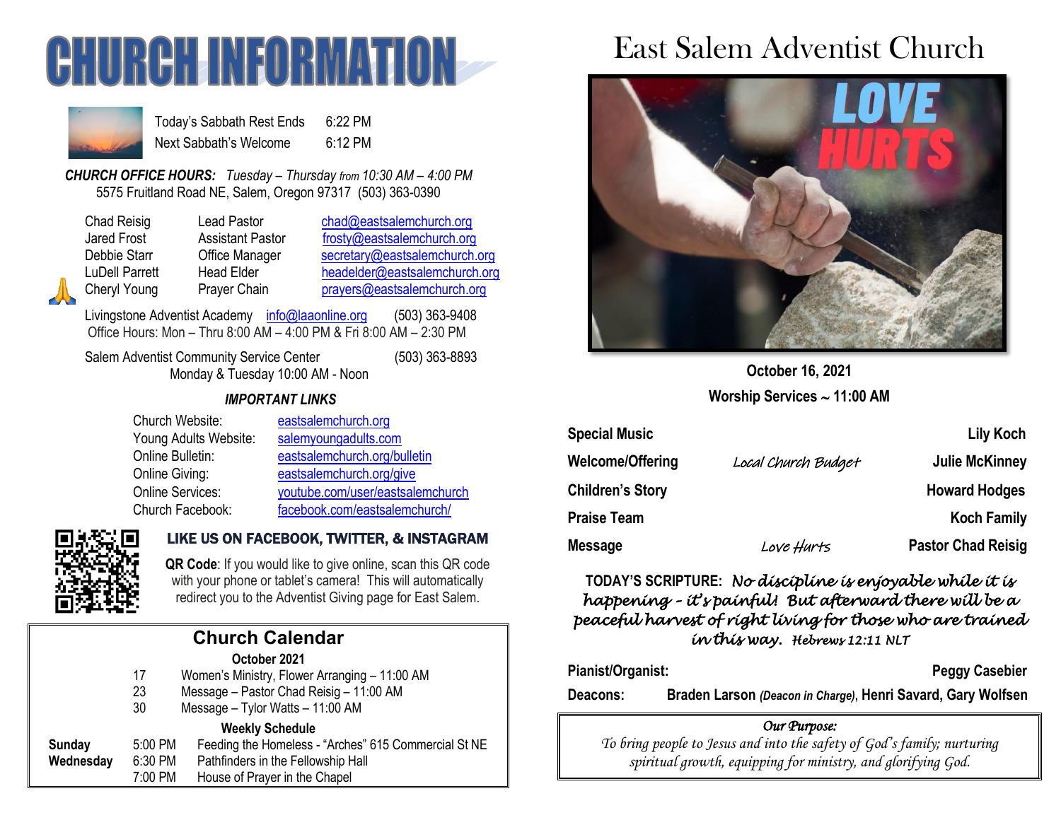# CHURCH INFORMATION

Today's Sabbath Rest Ends 6:22 PM
Next Sabbath's Welcome 6:12 PM

***CHURCH OFFICE HOURS:*** *Tuesday – Thursday from 10:30 AM – 4:00 PM*
5575 Fruitland Road NE, Salem, Oregon 97317 (503) 363-0390

| | | |
|---|---|---|
| Chad Reisig | Lead Pastor | chad@eastsalemchurch.org |
| Jared Frost | Assistant Pastor | frosty@eastsalemchurch.org |
| Debbie Starr | Office Manager | secretary@eastsalemchurch.org |
| LuDell Parrett | Head Elder | headelder@eastsalemchurch.org |
| Cheryl Young | Prayer Chain | prayers@eastsalemchurch.org |

Livingstone Adventist Academy info@laaonline.org (503) 363-9408
Office Hours: Mon – Thru 8:00 AM – 4:00 PM & Fri 8:00 AM – 2:30 PM

Salem Adventist Community Service Center (503) 363-8893
Monday & Tuesday 10:00 AM - Noon

### *IMPORTANT LINKS*

| | |
|---|---|
| Church Website: | eastsalemchurch.org |
| Young Adults Website: | salemyoungadults.com |
| Online Bulletin: | eastsalemchurch.org/bulletin |
| Online Giving: | eastsalemchurch.org/give |
| Online Services: | youtube.com/user/eastsalemchurch |
| Church Facebook: | facebook.com/eastsalemchurch/ |

### LIKE US ON FACEBOOK, TWITTER, & INSTAGRAM

**QR Code**: If you would like to give online, scan this QR code with your phone or tablet's camera! This will automatically redirect you to the Adventist Giving page for East Salem.

## Church Calendar

**October 2021**

| | | |
|---|---|---|
| | 17 | Women's Ministry, Flower Arranging – 11:00 AM |
| | 23 | Message – Pastor Chad Reisig – 11:00 AM |
| | 30 | Message – Tylor Watts – 11:00 AM |

**Weekly Schedule**

| | | |
|---|---|---|
| **Sunday** | 5:00 PM | Feeding the Homeless - "Arches" 615 Commercial St NE |
| **Wednesday** | 6:30 PM | Pathfinders in the Fellowship Hall |
| | 7:00 PM | House of Prayer in the Chapel |

# East Salem Adventist Church

**October 16, 2021**
**Worship Services ~ 11:00 AM**

| | | |
|---|---|---|
| **Special Music** | | **Lily Koch** |
| **Welcome/Offering** | *Local Church Budget* | **Julie McKinney** |
| **Children's Story** | | **Howard Hodges** |
| **Praise Team** | | **Koch Family** |
| **Message** | *Love Hurts* | **Pastor Chad Reisig** |

**TODAY'S SCRIPTURE:** *No discipline is enjoyable while it is happening – it's painful! But afterward there will be a peaceful harvest of right living for those who are trained in this way. Hebrews 12:11 NLT*

**Pianist/Organist:** **Peggy Casebier**

**Deacons:** **Braden Larson** ***(Deacon in Charge)*****, Henri Savard, Gary Wolfsen**

*Our Purpose:*
*To bring people to Jesus and into the safety of God's family; nurturing spiritual growth, equipping for ministry, and glorifying God.*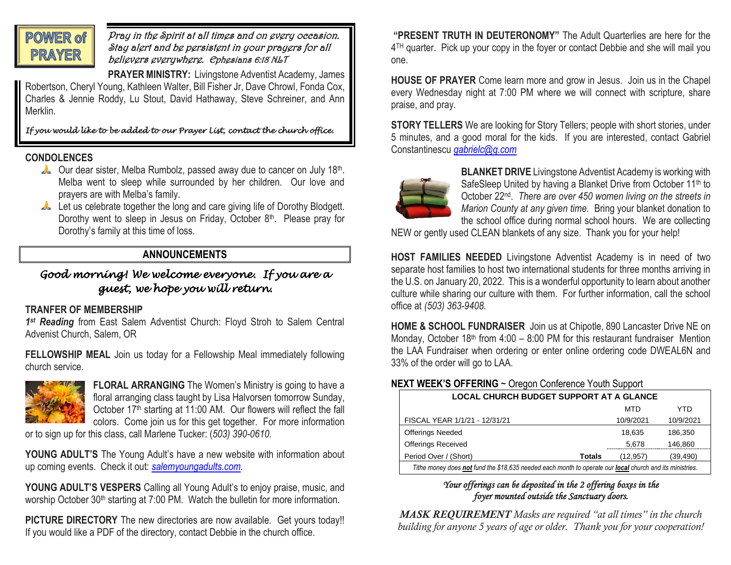**POWER of PRAYER**

*Pray in the Spirit at all times and on every occasion. Stay alert and be persistent in your prayers for all believers everywhere. Ephesians 6:18 NLT*

**PRAYER MINISTRY:** Livingstone Adventist Academy, James Robertson, Cheryl Young, Kathleen Walter, Bill Fisher Jr, Dave Chrowl, Fonda Cox, Charles & Jennie Roddy, Lu Stout, David Hathaway, Steve Schreiner, and Ann Merklin.

*If you would like to be added to our Prayer List, contact the church office.*

## CONDOLENCES

- Our dear sister, Melba Rumbolz, passed away due to cancer on July 18th. Melba went to sleep while surrounded by her children. Our love and prayers are with Melba's family.
- Let us celebrate together the long and care giving life of Dorothy Blodgett. Dorothy went to sleep in Jesus on Friday, October 8th. Please pray for Dorothy's family at this time of loss.

## ANNOUNCEMENTS

*Good morning! We welcome everyone. If you are a guest, we hope you will return.*

**TRANFER OF MEMBERSHIP**

***1st Reading*** from East Salem Adventist Church: Floyd Stroh to Salem Central Advenist Church, Salem, OR

**FELLOWSHIP MEAL** Join us today for a Fellowship Meal immediately following church service.

**FLORAL ARRANGING** The Women's Ministry is going to have a floral arranging class taught by Lisa Halvorsen tomorrow Sunday, October 17th starting at 11:00 AM. Our flowers will reflect the fall colors. Come join us for this get together. For more information or to sign up for this class, call Marlene Tucker: (*503) 390-0610.*

**YOUNG ADULT'S** The Young Adult's have a new website with information about up coming events. Check it out: *salemyoungadults.com*.

**YOUNG ADULT'S VESPERS** Calling all Young Adult's to enjoy praise, music, and worship October 30th starting at 7:00 PM. Watch the bulletin for more information.

**PICTURE DIRECTORY** The new directories are now available. Get yours today!! If you would like a PDF of the directory, contact Debbie in the church office.

**"PRESENT TRUTH IN DEUTERONOMY"** The Adult Quarterlies are here for the 4TH quarter. Pick up your copy in the foyer or contact Debbie and she will mail you one.

**HOUSE OF PRAYER** Come learn more and grow in Jesus. Join us in the Chapel every Wednesday night at 7:00 PM where we will connect with scripture, share praise, and pray.

**STORY TELLERS** We are looking for Story Tellers; people with short stories, under 5 minutes, and a good moral for the kids. If you are interested, contact Gabriel Constantinescu *gabrielc@g.com*

**BLANKET DRIVE** Livingstone Adventist Academy is working with SafeSleep United by having a Blanket Drive from October 11th to October 22nd. *There are over 450 women living on the streets in Marion County at any given time.* Bring your blanket donation to the school office during normal school hours. We are collecting NEW or gently used CLEAN blankets of any size. Thank you for your help!

**HOST FAMILIES NEEDED** Livingstone Adventist Academy is in need of two separate host families to host two international students for three months arriving in the U.S. on January 20, 2022. This is a wonderful opportunity to learn about another culture while sharing our culture with them. For further information, call the school office at *(503) 363-9408.*

**HOME & SCHOOL FUNDRAISER** Join us at Chipotle, 890 Lancaster Drive NE on Monday, October 18th from 4:00 – 8:00 PM for this restaurant fundraiser Mention the LAA Fundraiser when ordering or enter online ordering code DWEAL6N and 33% of the order will go to LAA.

**NEXT WEEK'S OFFERING** ~ Oregon Conference Youth Support

| LOCAL CHURCH BUDGET SUPPORT AT A GLANCE | | | |
|---|---|---|---|
| | | MTD | YTD |
| FISCAL YEAR 1/1/21 - 12/31/21 | | 10/9/2021 | 10/9/2021 |
| Offerings Needed | | 18,635 | 186,350 |
| Offerings Received | | 5,678 | 146,860 |
| Period Over / (Short) | **Totals** | (12,957) | (39,490) |

*Tithe money does **not** fund the $18,635 needed each month to operate our **local** church and its ministries.*

*Your offerings can be deposited in the 2 offering boxes in the foyer mounted outside the Sanctuary doors.*

***MASK REQUIREMENT*** *Masks are required "at all times" in the church building for anyone 5 years of age or older. Thank you for your cooperation!*